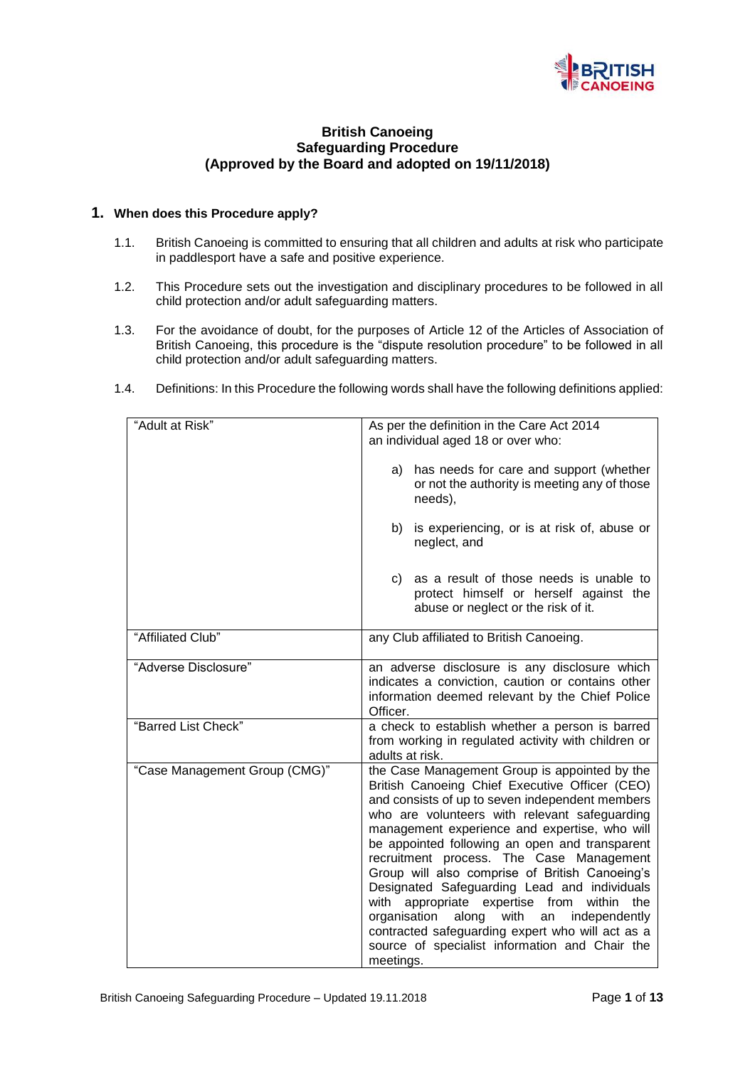**British Canoeing**
**Safeguarding Procedure**
**(Approved by the Board and adopted on 19/11/2018)**

## 1. When does this Procedure apply?

1.1. British Canoeing is committed to ensuring that all children and adults at risk who participate in paddlesport have a safe and positive experience.

1.2. This Procedure sets out the investigation and disciplinary procedures to be followed in all child protection and/or adult safeguarding matters.

1.3. For the avoidance of doubt, for the purposes of Article 12 of the Articles of Association of British Canoeing, this procedure is the "dispute resolution procedure" to be followed in all child protection and/or adult safeguarding matters.

1.4. Definitions: In this Procedure the following words shall have the following definitions applied:

| | |
|---|---|
| "Adult at Risk" | As per the definition in the Care Act 2014 an individual aged 18 or over who:<br><br>a) has needs for care and support (whether or not the authority is meeting any of those needs),<br><br>b) is experiencing, or is at risk of, abuse or neglect, and<br><br>c) as a result of those needs is unable to protect himself or herself against the abuse or neglect or the risk of it. |
| "Affiliated Club" | any Club affiliated to British Canoeing. |
| "Adverse Disclosure" | an adverse disclosure is any disclosure which indicates a conviction, caution or contains other information deemed relevant by the Chief Police Officer. |
| "Barred List Check" | a check to establish whether a person is barred from working in regulated activity with children or adults at risk. |
| "Case Management Group (CMG)" | the Case Management Group is appointed by the British Canoeing Chief Executive Officer (CEO) and consists of up to seven independent members who are volunteers with relevant safeguarding management experience and expertise, who will be appointed following an open and transparent recruitment process. The Case Management Group will also comprise of British Canoeing's Designated Safeguarding Lead and individuals with appropriate expertise from within the organisation along with an independently contracted safeguarding expert who will act as a source of specialist information and Chair the meetings. |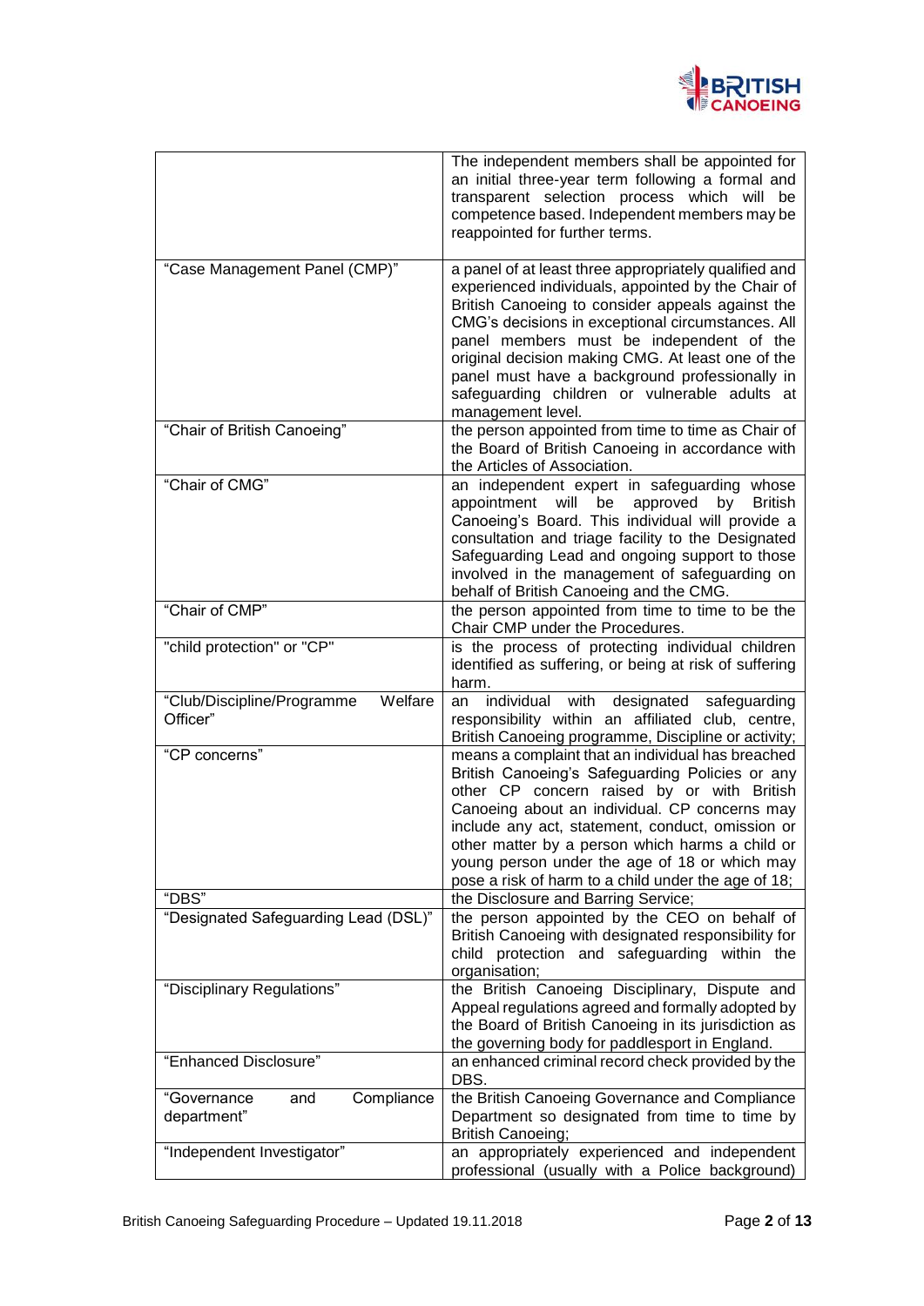| | |
|---|---|
| | The independent members shall be appointed for an initial three-year term following a formal and transparent selection process which will be competence based. Independent members may be reappointed for further terms. |
| "Case Management Panel (CMP)" | a panel of at least three appropriately qualified and experienced individuals, appointed by the Chair of British Canoeing to consider appeals against the CMG's decisions in exceptional circumstances. All panel members must be independent of the original decision making CMG. At least one of the panel must have a background professionally in safeguarding children or vulnerable adults at management level. |
| "Chair of British Canoeing" | the person appointed from time to time as Chair of the Board of British Canoeing in accordance with the Articles of Association. |
| "Chair of CMG" | an independent expert in safeguarding whose appointment will be approved by British Canoeing's Board. This individual will provide a consultation and triage facility to the Designated Safeguarding Lead and ongoing support to those involved in the management of safeguarding on behalf of British Canoeing and the CMG. |
| "Chair of CMP" | the person appointed from time to time to be the Chair CMP under the Procedures. |
| "child protection" or "CP" | is the process of protecting individual children identified as suffering, or being at risk of suffering harm. |
| "Club/Discipline/Programme Welfare Officer" | an individual with designated safeguarding responsibility within an affiliated club, centre, British Canoeing programme, Discipline or activity; |
| "CP concerns" | means a complaint that an individual has breached British Canoeing's Safeguarding Policies or any other CP concern raised by or with British Canoeing about an individual. CP concerns may include any act, statement, conduct, omission or other matter by a person which harms a child or young person under the age of 18 or which may pose a risk of harm to a child under the age of 18; |
| "DBS" | the Disclosure and Barring Service; |
| "Designated Safeguarding Lead (DSL)" | the person appointed by the CEO on behalf of British Canoeing with designated responsibility for child protection and safeguarding within the organisation; |
| "Disciplinary Regulations" | the British Canoeing Disciplinary, Dispute and Appeal regulations agreed and formally adopted by the Board of British Canoeing in its jurisdiction as the governing body for paddlesport in England. |
| "Enhanced Disclosure" | an enhanced criminal record check provided by the DBS. |
| "Governance and Compliance department" | the British Canoeing Governance and Compliance Department so designated from time to time by British Canoeing; |
| "Independent Investigator" | an appropriately experienced and independent professional (usually with a Police background) |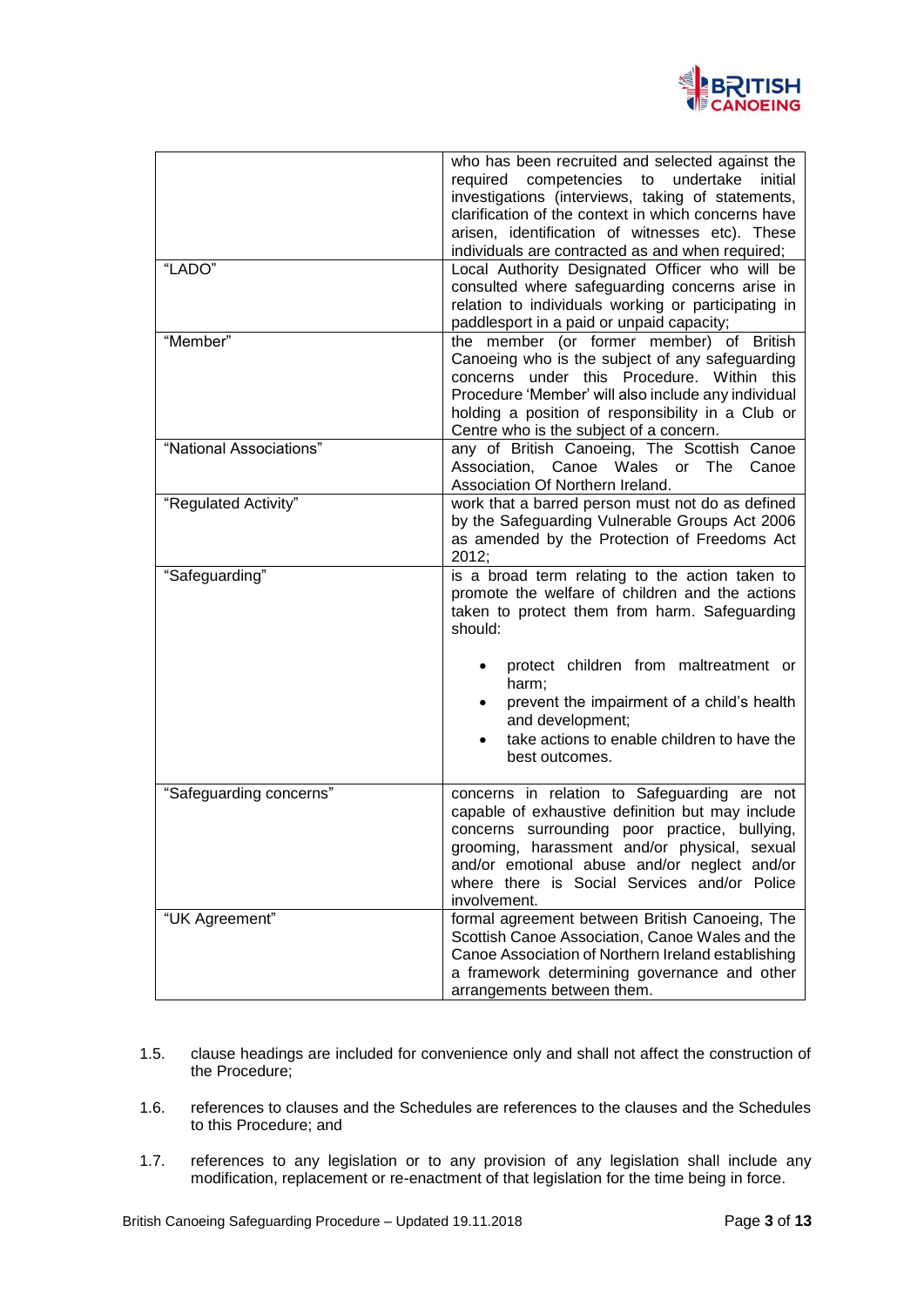| | |
|---|---|
| | who has been recruited and selected against the required competencies to undertake initial investigations (interviews, taking of statements, clarification of the context in which concerns have arisen, identification of witnesses etc). These individuals are contracted as and when required; |
| "LADO" | Local Authority Designated Officer who will be consulted where safeguarding concerns arise in relation to individuals working or participating in paddlesport in a paid or unpaid capacity; |
| "Member" | the member (or former member) of British Canoeing who is the subject of any safeguarding concerns under this Procedure. Within this Procedure 'Member' will also include any individual holding a position of responsibility in a Club or Centre who is the subject of a concern. |
| "National Associations" | any of British Canoeing, The Scottish Canoe Association, Canoe Wales or The Canoe Association Of Northern Ireland. |
| "Regulated Activity" | work that a barred person must not do as defined by the Safeguarding Vulnerable Groups Act 2006 as amended by the Protection of Freedoms Act 2012; |
| "Safeguarding" | is a broad term relating to the action taken to promote the welfare of children and the actions taken to protect them from harm. Safeguarding should:<br><br>• protect children from maltreatment or harm;<br>• prevent the impairment of a child's health and development;<br>• take actions to enable children to have the best outcomes. |
| "Safeguarding concerns" | concerns in relation to Safeguarding are not capable of exhaustive definition but may include concerns surrounding poor practice, bullying, grooming, harassment and/or physical, sexual and/or emotional abuse and/or neglect and/or where there is Social Services and/or Police involvement. |
| "UK Agreement" | formal agreement between British Canoeing, The Scottish Canoe Association, Canoe Wales and the Canoe Association of Northern Ireland establishing a framework determining governance and other arrangements between them. |

1.5. clause headings are included for convenience only and shall not affect the construction of the Procedure;

1.6. references to clauses and the Schedules are references to the clauses and the Schedules to this Procedure; and

1.7. references to any legislation or to any provision of any legislation shall include any modification, replacement or re-enactment of that legislation for the time being in force.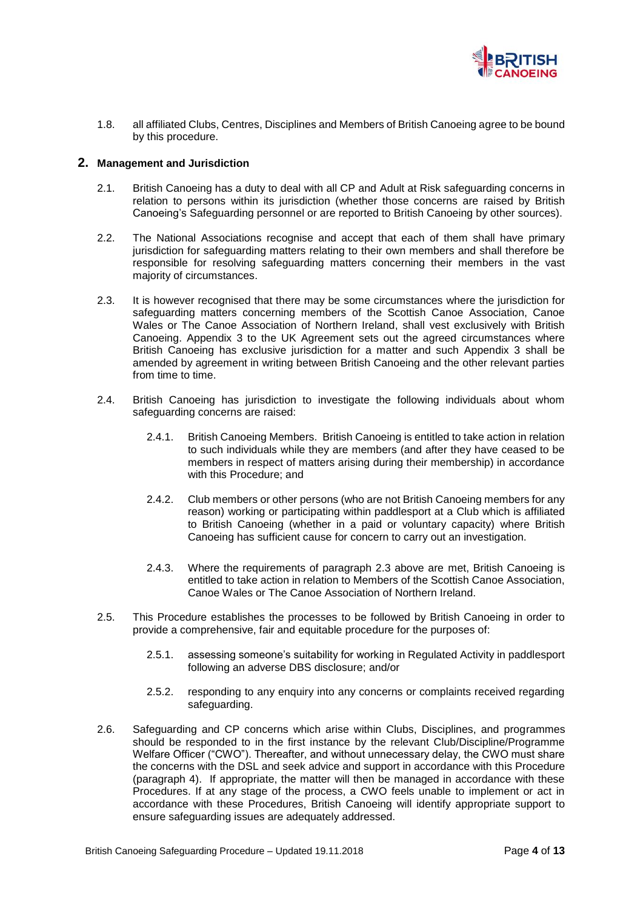1.8. all affiliated Clubs, Centres, Disciplines and Members of British Canoeing agree to be bound by this procedure.

## 2. Management and Jurisdiction

2.1. British Canoeing has a duty to deal with all CP and Adult at Risk safeguarding concerns in relation to persons within its jurisdiction (whether those concerns are raised by British Canoeing's Safeguarding personnel or are reported to British Canoeing by other sources).

2.2. The National Associations recognise and accept that each of them shall have primary jurisdiction for safeguarding matters relating to their own members and shall therefore be responsible for resolving safeguarding matters concerning their members in the vast majority of circumstances.

2.3. It is however recognised that there may be some circumstances where the jurisdiction for safeguarding matters concerning members of the Scottish Canoe Association, Canoe Wales or The Canoe Association of Northern Ireland, shall vest exclusively with British Canoeing. Appendix 3 to the UK Agreement sets out the agreed circumstances where British Canoeing has exclusive jurisdiction for a matter and such Appendix 3 shall be amended by agreement in writing between British Canoeing and the other relevant parties from time to time.

2.4. British Canoeing has jurisdiction to investigate the following individuals about whom safeguarding concerns are raised:

   2.4.1. British Canoeing Members. British Canoeing is entitled to take action in relation to such individuals while they are members (and after they have ceased to be members in respect of matters arising during their membership) in accordance with this Procedure; and

   2.4.2. Club members or other persons (who are not British Canoeing members for any reason) working or participating within paddlesport at a Club which is affiliated to British Canoeing (whether in a paid or voluntary capacity) where British Canoeing has sufficient cause for concern to carry out an investigation.

   2.4.3. Where the requirements of paragraph 2.3 above are met, British Canoeing is entitled to take action in relation to Members of the Scottish Canoe Association, Canoe Wales or The Canoe Association of Northern Ireland.

2.5. This Procedure establishes the processes to be followed by British Canoeing in order to provide a comprehensive, fair and equitable procedure for the purposes of:

   2.5.1. assessing someone's suitability for working in Regulated Activity in paddlesport following an adverse DBS disclosure; and/or

   2.5.2. responding to any enquiry into any concerns or complaints received regarding safeguarding.

2.6. Safeguarding and CP concerns which arise within Clubs, Disciplines, and programmes should be responded to in the first instance by the relevant Club/Discipline/Programme Welfare Officer ("CWO"). Thereafter, and without unnecessary delay, the CWO must share the concerns with the DSL and seek advice and support in accordance with this Procedure (paragraph 4). If appropriate, the matter will then be managed in accordance with these Procedures. If at any stage of the process, a CWO feels unable to implement or act in accordance with these Procedures, British Canoeing will identify appropriate support to ensure safeguarding issues are adequately addressed.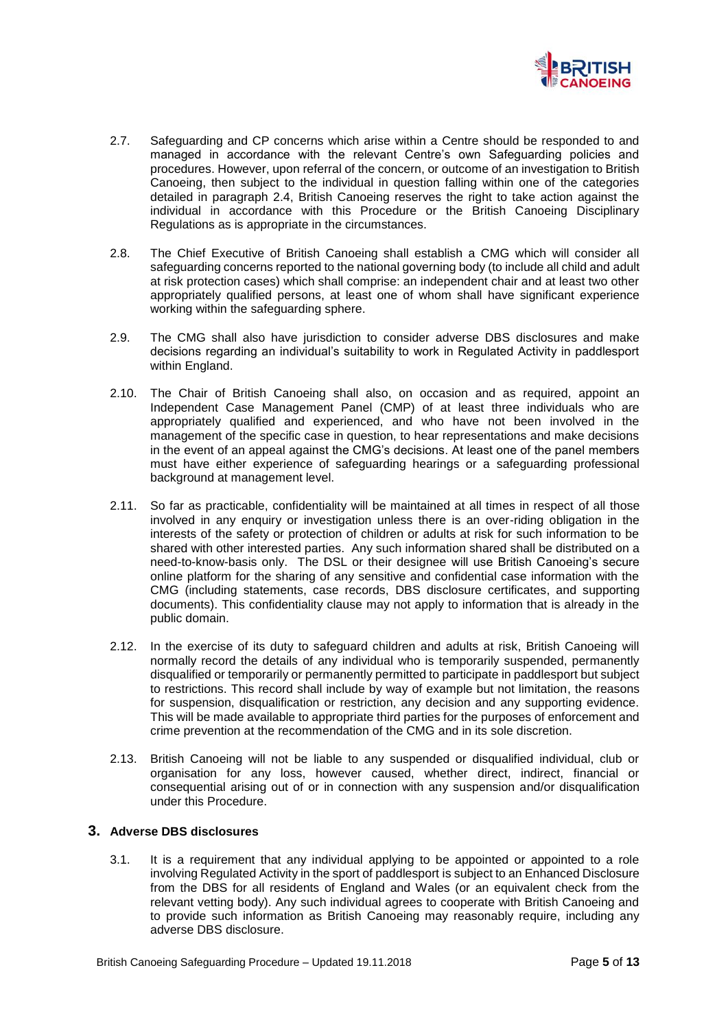2.7. Safeguarding and CP concerns which arise within a Centre should be responded to and managed in accordance with the relevant Centre's own Safeguarding policies and procedures. However, upon referral of the concern, or outcome of an investigation to British Canoeing, then subject to the individual in question falling within one of the categories detailed in paragraph 2.4, British Canoeing reserves the right to take action against the individual in accordance with this Procedure or the British Canoeing Disciplinary Regulations as is appropriate in the circumstances.

2.8. The Chief Executive of British Canoeing shall establish a CMG which will consider all safeguarding concerns reported to the national governing body (to include all child and adult at risk protection cases) which shall comprise: an independent chair and at least two other appropriately qualified persons, at least one of whom shall have significant experience working within the safeguarding sphere.

2.9. The CMG shall also have jurisdiction to consider adverse DBS disclosures and make decisions regarding an individual's suitability to work in Regulated Activity in paddlesport within England.

2.10. The Chair of British Canoeing shall also, on occasion and as required, appoint an Independent Case Management Panel (CMP) of at least three individuals who are appropriately qualified and experienced, and who have not been involved in the management of the specific case in question, to hear representations and make decisions in the event of an appeal against the CMG's decisions. At least one of the panel members must have either experience of safeguarding hearings or a safeguarding professional background at management level.

2.11. So far as practicable, confidentiality will be maintained at all times in respect of all those involved in any enquiry or investigation unless there is an over-riding obligation in the interests of the safety or protection of children or adults at risk for such information to be shared with other interested parties. Any such information shared shall be distributed on a need-to-know-basis only. The DSL or their designee will use British Canoeing's secure online platform for the sharing of any sensitive and confidential case information with the CMG (including statements, case records, DBS disclosure certificates, and supporting documents). This confidentiality clause may not apply to information that is already in the public domain.

2.12. In the exercise of its duty to safeguard children and adults at risk, British Canoeing will normally record the details of any individual who is temporarily suspended, permanently disqualified or temporarily or permanently permitted to participate in paddlesport but subject to restrictions. This record shall include by way of example but not limitation, the reasons for suspension, disqualification or restriction, any decision and any supporting evidence. This will be made available to appropriate third parties for the purposes of enforcement and crime prevention at the recommendation of the CMG and in its sole discretion.

2.13. British Canoeing will not be liable to any suspended or disqualified individual, club or organisation for any loss, however caused, whether direct, indirect, financial or consequential arising out of or in connection with any suspension and/or disqualification under this Procedure.

## 3. Adverse DBS disclosures

3.1. It is a requirement that any individual applying to be appointed or appointed to a role involving Regulated Activity in the sport of paddlesport is subject to an Enhanced Disclosure from the DBS for all residents of England and Wales (or an equivalent check from the relevant vetting body). Any such individual agrees to cooperate with British Canoeing and to provide such information as British Canoeing may reasonably require, including any adverse DBS disclosure.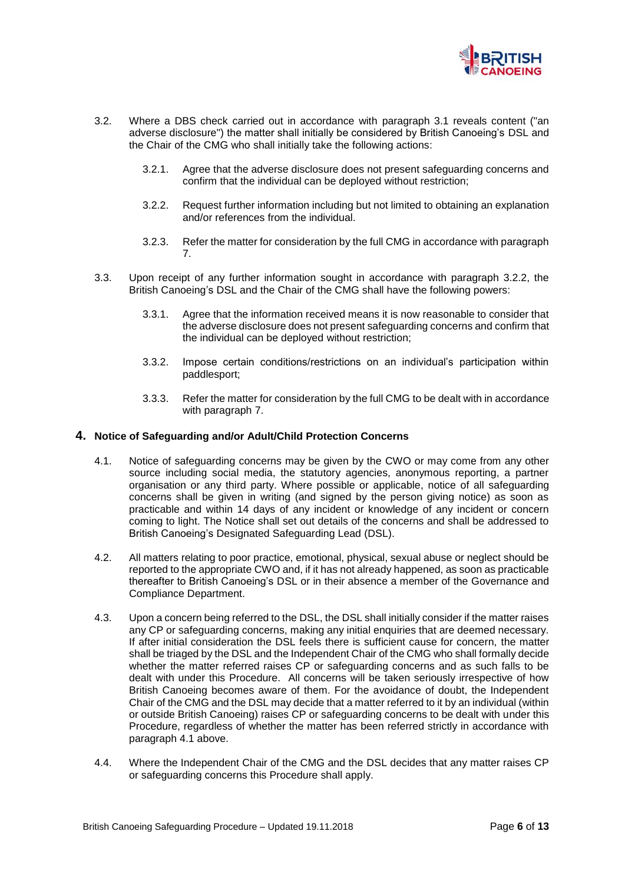3.2. Where a DBS check carried out in accordance with paragraph 3.1 reveals content ("an adverse disclosure") the matter shall initially be considered by British Canoeing's DSL and the Chair of the CMG who shall initially take the following actions:

   3.2.1. Agree that the adverse disclosure does not present safeguarding concerns and confirm that the individual can be deployed without restriction;

   3.2.2. Request further information including but not limited to obtaining an explanation and/or references from the individual.

   3.2.3. Refer the matter for consideration by the full CMG in accordance with paragraph 7.

3.3. Upon receipt of any further information sought in accordance with paragraph 3.2.2, the British Canoeing's DSL and the Chair of the CMG shall have the following powers:

   3.3.1. Agree that the information received means it is now reasonable to consider that the adverse disclosure does not present safeguarding concerns and confirm that the individual can be deployed without restriction;

   3.3.2. Impose certain conditions/restrictions on an individual's participation within paddlesport;

   3.3.3. Refer the matter for consideration by the full CMG to be dealt with in accordance with paragraph 7.

## 4. Notice of Safeguarding and/or Adult/Child Protection Concerns

4.1. Notice of safeguarding concerns may be given by the CWO or may come from any other source including social media, the statutory agencies, anonymous reporting, a partner organisation or any third party. Where possible or applicable, notice of all safeguarding concerns shall be given in writing (and signed by the person giving notice) as soon as practicable and within 14 days of any incident or knowledge of any incident or concern coming to light. The Notice shall set out details of the concerns and shall be addressed to British Canoeing's Designated Safeguarding Lead (DSL).

4.2. All matters relating to poor practice, emotional, physical, sexual abuse or neglect should be reported to the appropriate CWO and, if it has not already happened, as soon as practicable thereafter to British Canoeing's DSL or in their absence a member of the Governance and Compliance Department.

4.3. Upon a concern being referred to the DSL, the DSL shall initially consider if the matter raises any CP or safeguarding concerns, making any initial enquiries that are deemed necessary. If after initial consideration the DSL feels there is sufficient cause for concern, the matter shall be triaged by the DSL and the Independent Chair of the CMG who shall formally decide whether the matter referred raises CP or safeguarding concerns and as such falls to be dealt with under this Procedure. All concerns will be taken seriously irrespective of how British Canoeing becomes aware of them. For the avoidance of doubt, the Independent Chair of the CMG and the DSL may decide that a matter referred to it by an individual (within or outside British Canoeing) raises CP or safeguarding concerns to be dealt with under this Procedure, regardless of whether the matter has been referred strictly in accordance with paragraph 4.1 above.

4.4. Where the Independent Chair of the CMG and the DSL decides that any matter raises CP or safeguarding concerns this Procedure shall apply.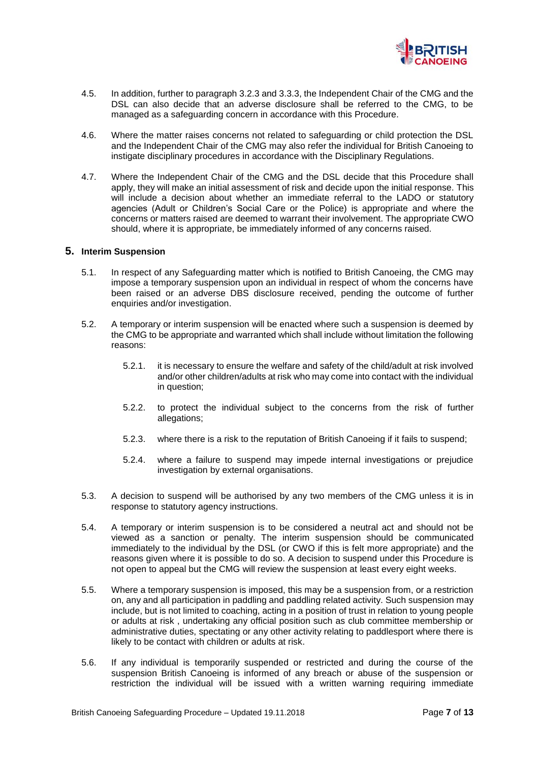4.5. In addition, further to paragraph 3.2.3 and 3.3.3, the Independent Chair of the CMG and the DSL can also decide that an adverse disclosure shall be referred to the CMG, to be managed as a safeguarding concern in accordance with this Procedure.

4.6. Where the matter raises concerns not related to safeguarding or child protection the DSL and the Independent Chair of the CMG may also refer the individual for British Canoeing to instigate disciplinary procedures in accordance with the Disciplinary Regulations.

4.7. Where the Independent Chair of the CMG and the DSL decide that this Procedure shall apply, they will make an initial assessment of risk and decide upon the initial response. This will include a decision about whether an immediate referral to the LADO or statutory agencies (Adult or Children's Social Care or the Police) is appropriate and where the concerns or matters raised are deemed to warrant their involvement. The appropriate CWO should, where it is appropriate, be immediately informed of any concerns raised.

## 5. Interim Suspension

5.1. In respect of any Safeguarding matter which is notified to British Canoeing, the CMG may impose a temporary suspension upon an individual in respect of whom the concerns have been raised or an adverse DBS disclosure received, pending the outcome of further enquiries and/or investigation.

5.2. A temporary or interim suspension will be enacted where such a suspension is deemed by the CMG to be appropriate and warranted which shall include without limitation the following reasons:

5.2.1. it is necessary to ensure the welfare and safety of the child/adult at risk involved and/or other children/adults at risk who may come into contact with the individual in question;

5.2.2. to protect the individual subject to the concerns from the risk of further allegations;

5.2.3. where there is a risk to the reputation of British Canoeing if it fails to suspend;

5.2.4. where a failure to suspend may impede internal investigations or prejudice investigation by external organisations.

5.3. A decision to suspend will be authorised by any two members of the CMG unless it is in response to statutory agency instructions.

5.4. A temporary or interim suspension is to be considered a neutral act and should not be viewed as a sanction or penalty. The interim suspension should be communicated immediately to the individual by the DSL (or CWO if this is felt more appropriate) and the reasons given where it is possible to do so. A decision to suspend under this Procedure is not open to appeal but the CMG will review the suspension at least every eight weeks.

5.5. Where a temporary suspension is imposed, this may be a suspension from, or a restriction on, any and all participation in paddling and paddling related activity. Such suspension may include, but is not limited to coaching, acting in a position of trust in relation to young people or adults at risk , undertaking any official position such as club committee membership or administrative duties, spectating or any other activity relating to paddlesport where there is likely to be contact with children or adults at risk.

5.6. If any individual is temporarily suspended or restricted and during the course of the suspension British Canoeing is informed of any breach or abuse of the suspension or restriction the individual will be issued with a written warning requiring immediate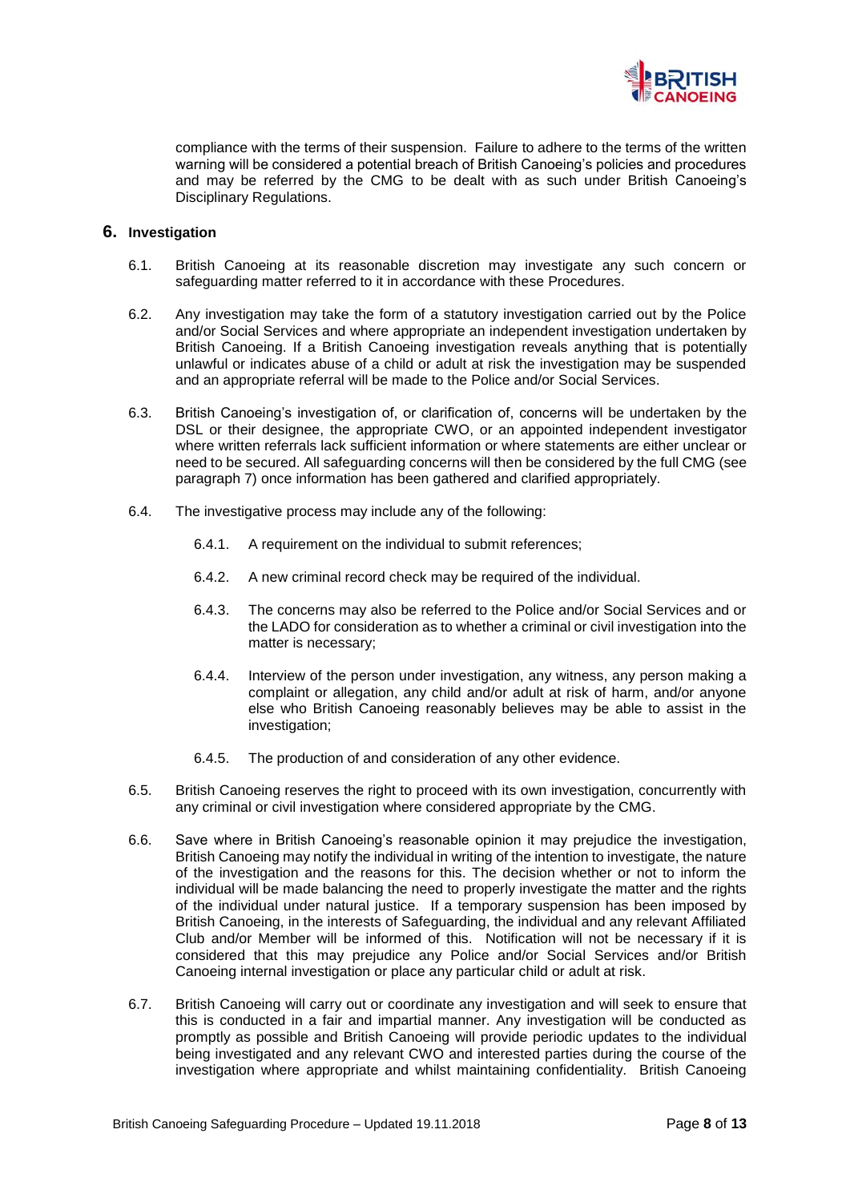compliance with the terms of their suspension. Failure to adhere to the terms of the written warning will be considered a potential breach of British Canoeing's policies and procedures and may be referred by the CMG to be dealt with as such under British Canoeing's Disciplinary Regulations.

## 6. Investigation

6.1. British Canoeing at its reasonable discretion may investigate any such concern or safeguarding matter referred to it in accordance with these Procedures.

6.2. Any investigation may take the form of a statutory investigation carried out by the Police and/or Social Services and where appropriate an independent investigation undertaken by British Canoeing. If a British Canoeing investigation reveals anything that is potentially unlawful or indicates abuse of a child or adult at risk the investigation may be suspended and an appropriate referral will be made to the Police and/or Social Services.

6.3. British Canoeing's investigation of, or clarification of, concerns will be undertaken by the DSL or their designee, the appropriate CWO, or an appointed independent investigator where written referrals lack sufficient information or where statements are either unclear or need to be secured. All safeguarding concerns will then be considered by the full CMG (see paragraph 7) once information has been gathered and clarified appropriately.

6.4. The investigative process may include any of the following:

6.4.1. A requirement on the individual to submit references;

6.4.2. A new criminal record check may be required of the individual.

6.4.3. The concerns may also be referred to the Police and/or Social Services and or the LADO for consideration as to whether a criminal or civil investigation into the matter is necessary;

6.4.4. Interview of the person under investigation, any witness, any person making a complaint or allegation, any child and/or adult at risk of harm, and/or anyone else who British Canoeing reasonably believes may be able to assist in the investigation;

6.4.5. The production of and consideration of any other evidence.

6.5. British Canoeing reserves the right to proceed with its own investigation, concurrently with any criminal or civil investigation where considered appropriate by the CMG.

6.6. Save where in British Canoeing's reasonable opinion it may prejudice the investigation, British Canoeing may notify the individual in writing of the intention to investigate, the nature of the investigation and the reasons for this. The decision whether or not to inform the individual will be made balancing the need to properly investigate the matter and the rights of the individual under natural justice. If a temporary suspension has been imposed by British Canoeing, in the interests of Safeguarding, the individual and any relevant Affiliated Club and/or Member will be informed of this. Notification will not be necessary if it is considered that this may prejudice any Police and/or Social Services and/or British Canoeing internal investigation or place any particular child or adult at risk.

6.7. British Canoeing will carry out or coordinate any investigation and will seek to ensure that this is conducted in a fair and impartial manner. Any investigation will be conducted as promptly as possible and British Canoeing will provide periodic updates to the individual being investigated and any relevant CWO and interested parties during the course of the investigation where appropriate and whilst maintaining confidentiality. British Canoeing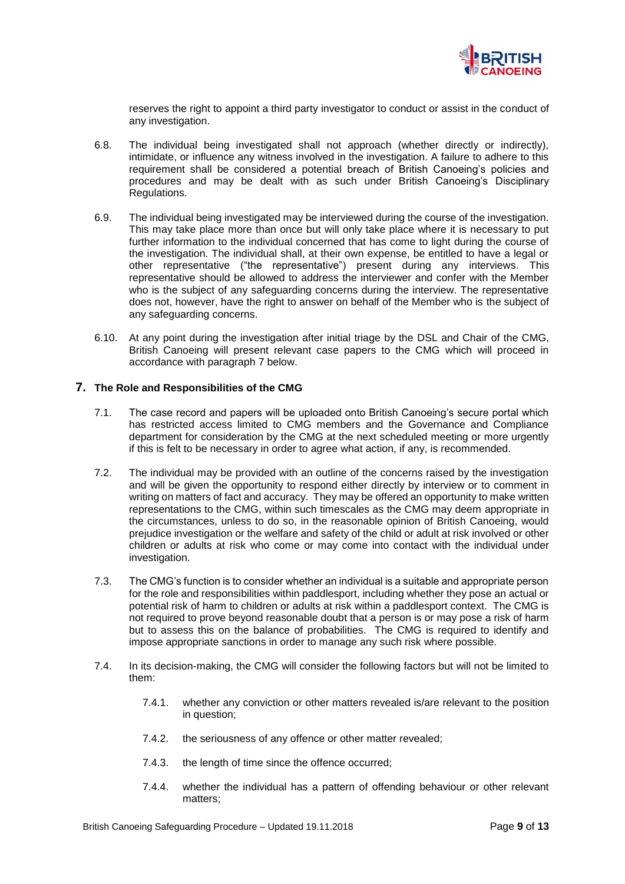reserves the right to appoint a third party investigator to conduct or assist in the conduct of any investigation.

6.8. The individual being investigated shall not approach (whether directly or indirectly), intimidate, or influence any witness involved in the investigation. A failure to adhere to this requirement shall be considered a potential breach of British Canoeing's policies and procedures and may be dealt with as such under British Canoeing's Disciplinary Regulations.

6.9. The individual being investigated may be interviewed during the course of the investigation. This may take place more than once but will only take place where it is necessary to put further information to the individual concerned that has come to light during the course of the investigation. The individual shall, at their own expense, be entitled to have a legal or other representative ("the representative") present during any interviews. This representative should be allowed to address the interviewer and confer with the Member who is the subject of any safeguarding concerns during the interview. The representative does not, however, have the right to answer on behalf of the Member who is the subject of any safeguarding concerns.

6.10. At any point during the investigation after initial triage by the DSL and Chair of the CMG, British Canoeing will present relevant case papers to the CMG which will proceed in accordance with paragraph 7 below.

## 7. The Role and Responsibilities of the CMG

7.1. The case record and papers will be uploaded onto British Canoeing's secure portal which has restricted access limited to CMG members and the Governance and Compliance department for consideration by the CMG at the next scheduled meeting or more urgently if this is felt to be necessary in order to agree what action, if any, is recommended.

7.2. The individual may be provided with an outline of the concerns raised by the investigation and will be given the opportunity to respond either directly by interview or to comment in writing on matters of fact and accuracy. They may be offered an opportunity to make written representations to the CMG, within such timescales as the CMG may deem appropriate in the circumstances, unless to do so, in the reasonable opinion of British Canoeing, would prejudice investigation or the welfare and safety of the child or adult at risk involved or other children or adults at risk who come or may come into contact with the individual under investigation.

7.3. The CMG's function is to consider whether an individual is a suitable and appropriate person for the role and responsibilities within paddlesport, including whether they pose an actual or potential risk of harm to children or adults at risk within a paddlesport context. The CMG is not required to prove beyond reasonable doubt that a person is or may pose a risk of harm but to assess this on the balance of probabilities. The CMG is required to identify and impose appropriate sanctions in order to manage any such risk where possible.

7.4. In its decision-making, the CMG will consider the following factors but will not be limited to them:

7.4.1. whether any conviction or other matters revealed is/are relevant to the position in question;

7.4.2. the seriousness of any offence or other matter revealed;

7.4.3. the length of time since the offence occurred;

7.4.4. whether the individual has a pattern of offending behaviour or other relevant matters;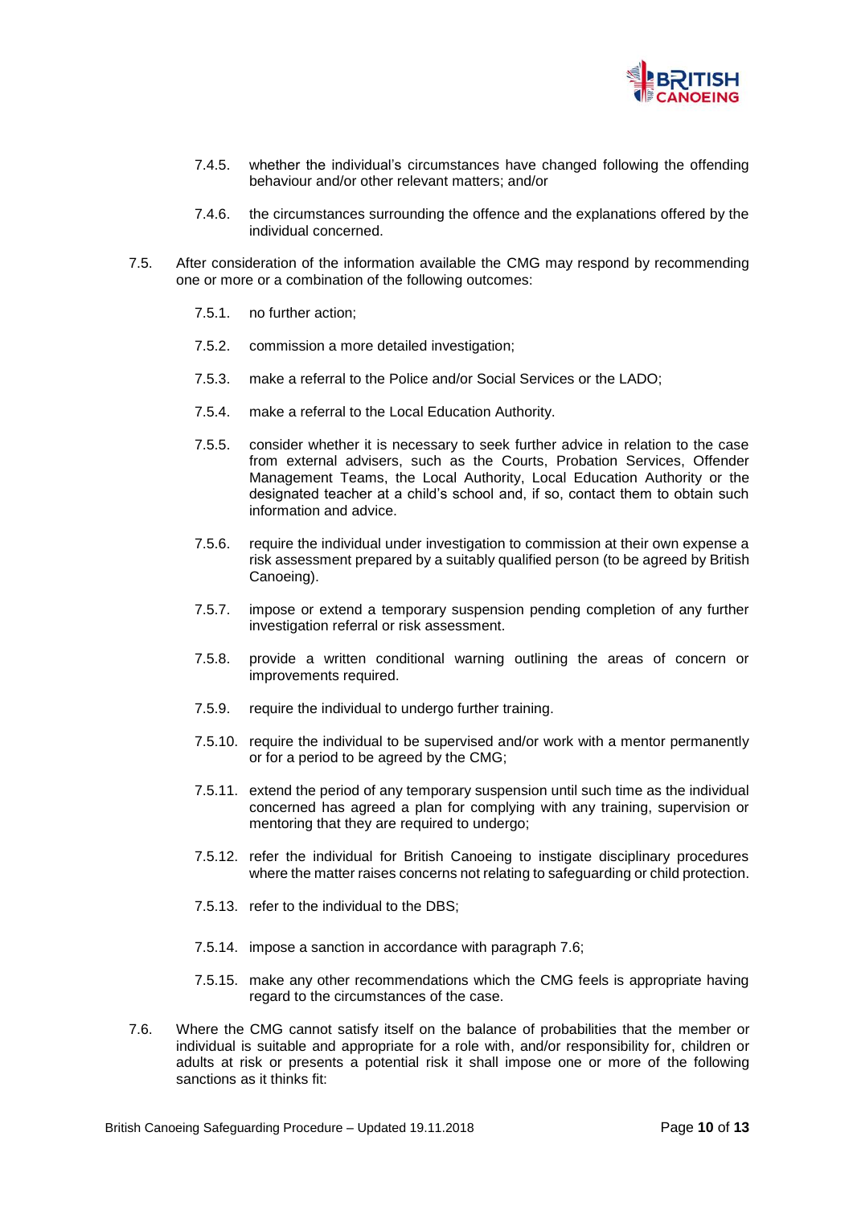7.4.5. whether the individual's circumstances have changed following the offending behaviour and/or other relevant matters; and/or

7.4.6. the circumstances surrounding the offence and the explanations offered by the individual concerned.

7.5. After consideration of the information available the CMG may respond by recommending one or more or a combination of the following outcomes:

7.5.1. no further action;

7.5.2. commission a more detailed investigation;

7.5.3. make a referral to the Police and/or Social Services or the LADO;

7.5.4. make a referral to the Local Education Authority.

7.5.5. consider whether it is necessary to seek further advice in relation to the case from external advisers, such as the Courts, Probation Services, Offender Management Teams, the Local Authority, Local Education Authority or the designated teacher at a child's school and, if so, contact them to obtain such information and advice.

7.5.6. require the individual under investigation to commission at their own expense a risk assessment prepared by a suitably qualified person (to be agreed by British Canoeing).

7.5.7. impose or extend a temporary suspension pending completion of any further investigation referral or risk assessment.

7.5.8. provide a written conditional warning outlining the areas of concern or improvements required.

7.5.9. require the individual to undergo further training.

7.5.10. require the individual to be supervised and/or work with a mentor permanently or for a period to be agreed by the CMG;

7.5.11. extend the period of any temporary suspension until such time as the individual concerned has agreed a plan for complying with any training, supervision or mentoring that they are required to undergo;

7.5.12. refer the individual for British Canoeing to instigate disciplinary procedures where the matter raises concerns not relating to safeguarding or child protection.

7.5.13. refer to the individual to the DBS;

7.5.14. impose a sanction in accordance with paragraph 7.6;

7.5.15. make any other recommendations which the CMG feels is appropriate having regard to the circumstances of the case.

7.6. Where the CMG cannot satisfy itself on the balance of probabilities that the member or individual is suitable and appropriate for a role with, and/or responsibility for, children or adults at risk or presents a potential risk it shall impose one or more of the following sanctions as it thinks fit: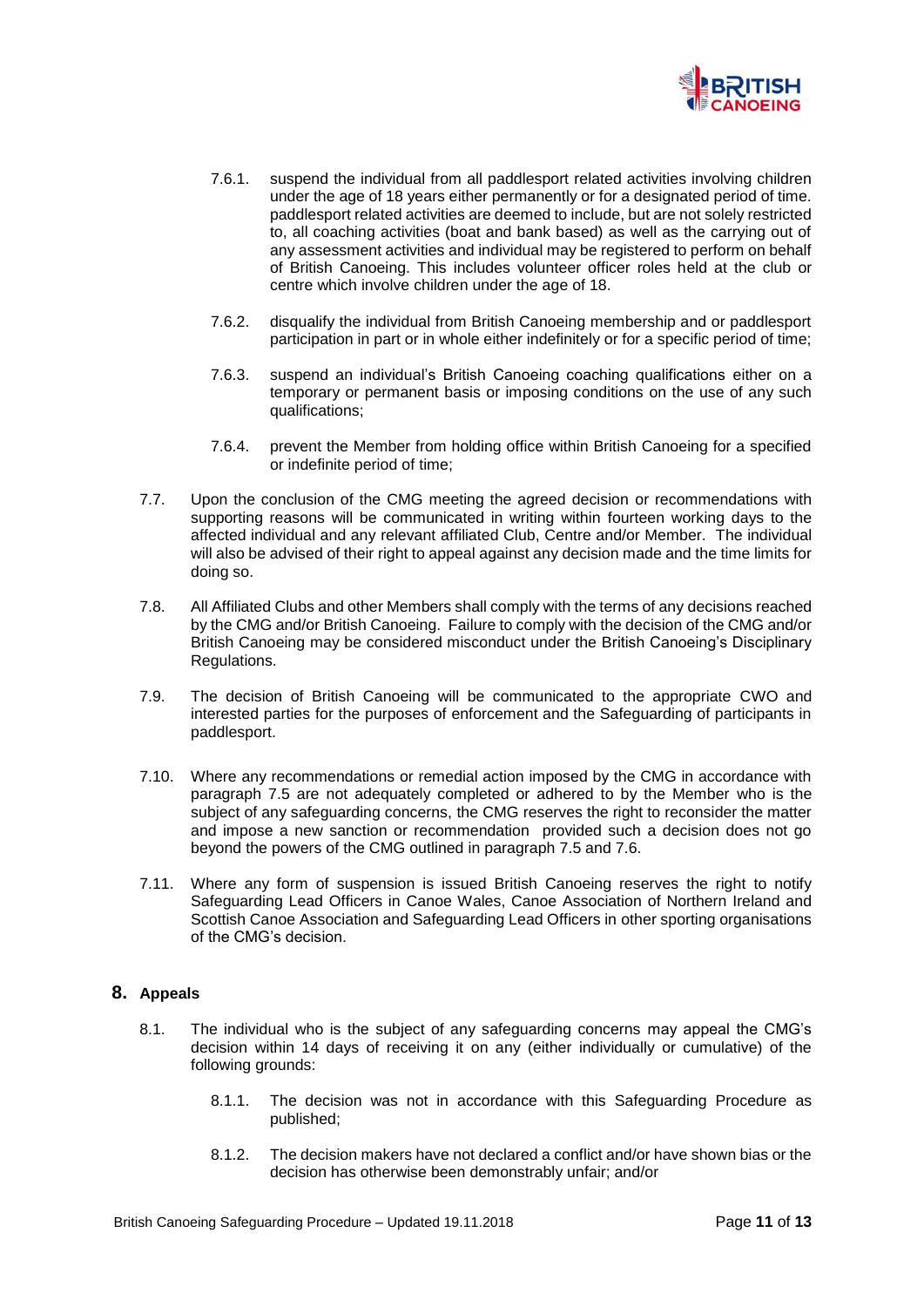7.6.1. suspend the individual from all paddlesport related activities involving children under the age of 18 years either permanently or for a designated period of time. paddlesport related activities are deemed to include, but are not solely restricted to, all coaching activities (boat and bank based) as well as the carrying out of any assessment activities and individual may be registered to perform on behalf of British Canoeing. This includes volunteer officer roles held at the club or centre which involve children under the age of 18.

7.6.2. disqualify the individual from British Canoeing membership and or paddlesport participation in part or in whole either indefinitely or for a specific period of time;

7.6.3. suspend an individual's British Canoeing coaching qualifications either on a temporary or permanent basis or imposing conditions on the use of any such qualifications;

7.6.4. prevent the Member from holding office within British Canoeing for a specified or indefinite period of time;

7.7. Upon the conclusion of the CMG meeting the agreed decision or recommendations with supporting reasons will be communicated in writing within fourteen working days to the affected individual and any relevant affiliated Club, Centre and/or Member. The individual will also be advised of their right to appeal against any decision made and the time limits for doing so.

7.8. All Affiliated Clubs and other Members shall comply with the terms of any decisions reached by the CMG and/or British Canoeing. Failure to comply with the decision of the CMG and/or British Canoeing may be considered misconduct under the British Canoeing's Disciplinary Regulations.

7.9. The decision of British Canoeing will be communicated to the appropriate CWO and interested parties for the purposes of enforcement and the Safeguarding of participants in paddlesport.

7.10. Where any recommendations or remedial action imposed by the CMG in accordance with paragraph 7.5 are not adequately completed or adhered to by the Member who is the subject of any safeguarding concerns, the CMG reserves the right to reconsider the matter and impose a new sanction or recommendation provided such a decision does not go beyond the powers of the CMG outlined in paragraph 7.5 and 7.6.

7.11. Where any form of suspension is issued British Canoeing reserves the right to notify Safeguarding Lead Officers in Canoe Wales, Canoe Association of Northern Ireland and Scottish Canoe Association and Safeguarding Lead Officers in other sporting organisations of the CMG's decision.

## 8. Appeals

8.1. The individual who is the subject of any safeguarding concerns may appeal the CMG's decision within 14 days of receiving it on any (either individually or cumulative) of the following grounds:

8.1.1. The decision was not in accordance with this Safeguarding Procedure as published;

8.1.2. The decision makers have not declared a conflict and/or have shown bias or the decision has otherwise been demonstrably unfair; and/or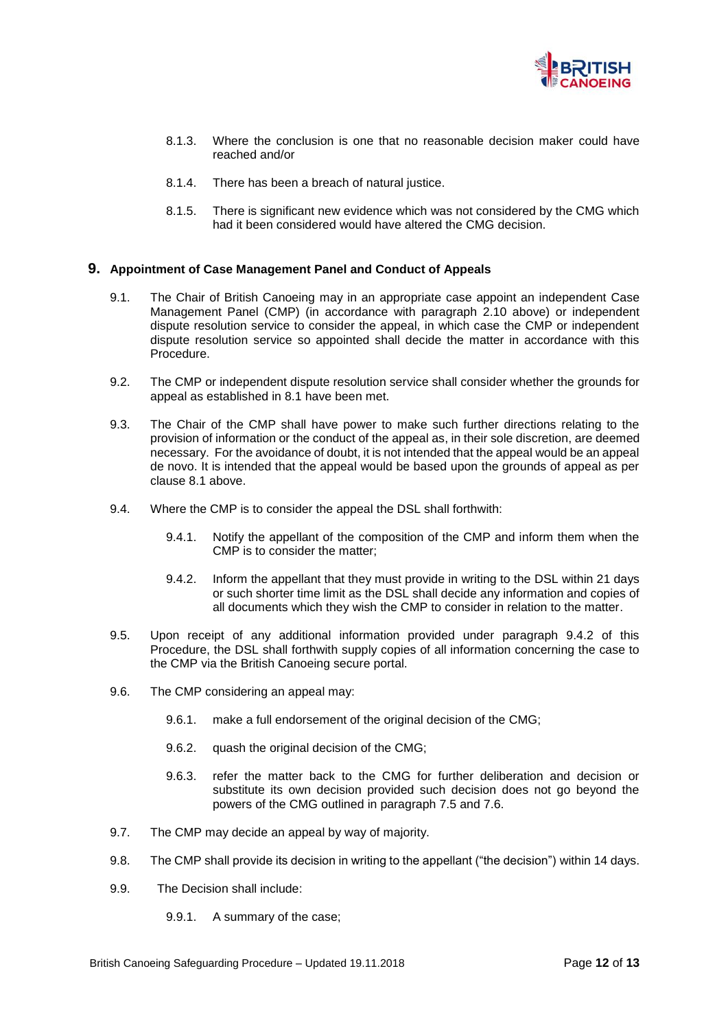8.1.3. Where the conclusion is one that no reasonable decision maker could have reached and/or

8.1.4. There has been a breach of natural justice.

8.1.5. There is significant new evidence which was not considered by the CMG which had it been considered would have altered the CMG decision.

## 9. Appointment of Case Management Panel and Conduct of Appeals

9.1. The Chair of British Canoeing may in an appropriate case appoint an independent Case Management Panel (CMP) (in accordance with paragraph 2.10 above) or independent dispute resolution service to consider the appeal, in which case the CMP or independent dispute resolution service so appointed shall decide the matter in accordance with this Procedure.

9.2. The CMP or independent dispute resolution service shall consider whether the grounds for appeal as established in 8.1 have been met.

9.3. The Chair of the CMP shall have power to make such further directions relating to the provision of information or the conduct of the appeal as, in their sole discretion, are deemed necessary. For the avoidance of doubt, it is not intended that the appeal would be an appeal de novo. It is intended that the appeal would be based upon the grounds of appeal as per clause 8.1 above.

9.4. Where the CMP is to consider the appeal the DSL shall forthwith:

9.4.1. Notify the appellant of the composition of the CMP and inform them when the CMP is to consider the matter;

9.4.2. Inform the appellant that they must provide in writing to the DSL within 21 days or such shorter time limit as the DSL shall decide any information and copies of all documents which they wish the CMP to consider in relation to the matter.

9.5. Upon receipt of any additional information provided under paragraph 9.4.2 of this Procedure, the DSL shall forthwith supply copies of all information concerning the case to the CMP via the British Canoeing secure portal.

9.6. The CMP considering an appeal may:

9.6.1. make a full endorsement of the original decision of the CMG;

9.6.2. quash the original decision of the CMG;

9.6.3. refer the matter back to the CMG for further deliberation and decision or substitute its own decision provided such decision does not go beyond the powers of the CMG outlined in paragraph 7.5 and 7.6.

9.7. The CMP may decide an appeal by way of majority.

9.8. The CMP shall provide its decision in writing to the appellant ("the decision") within 14 days.

9.9. The Decision shall include:

9.9.1. A summary of the case;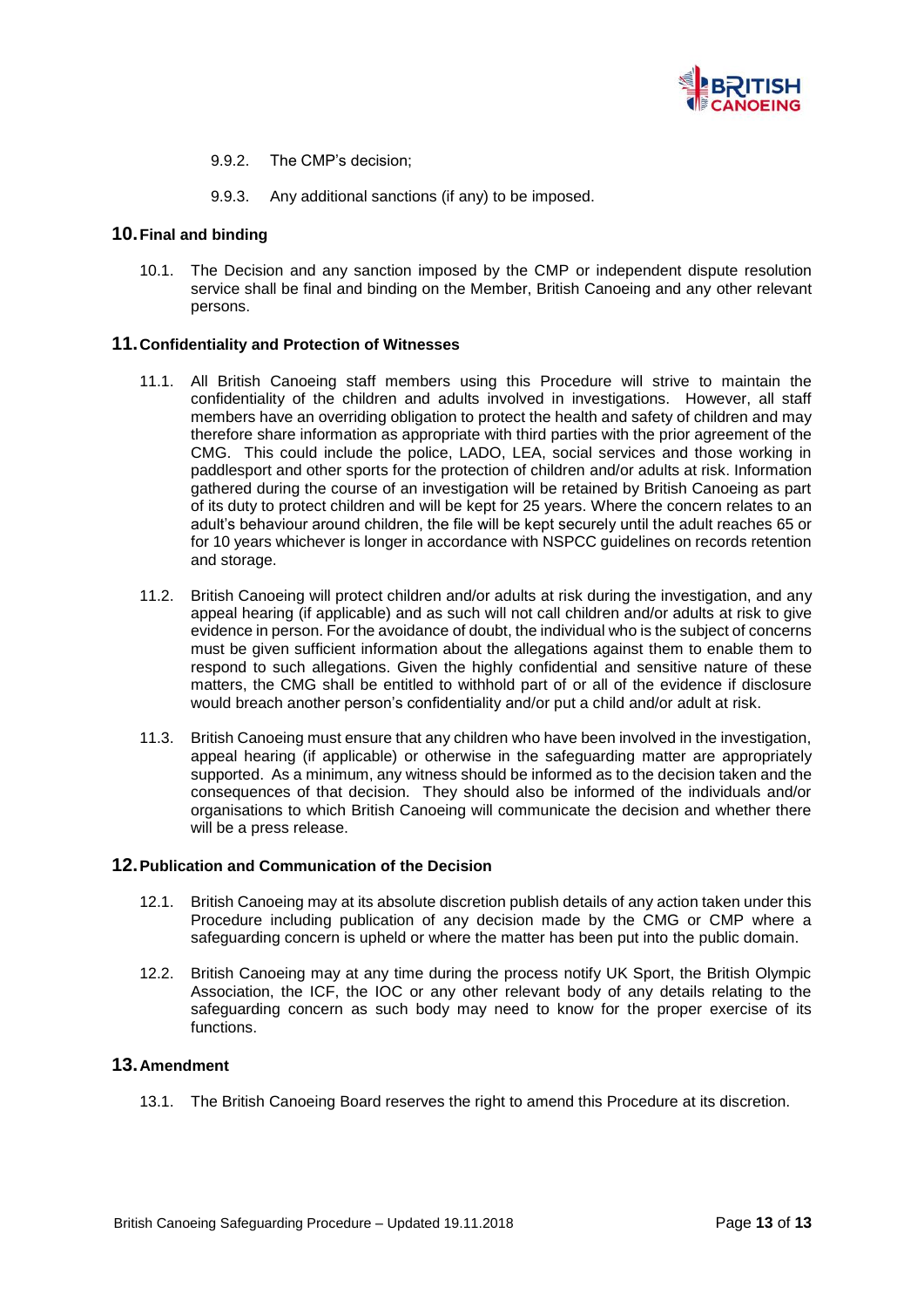9.9.2. The CMP's decision;

9.9.3. Any additional sanctions (if any) to be imposed.

## 10. Final and binding

10.1. The Decision and any sanction imposed by the CMP or independent dispute resolution service shall be final and binding on the Member, British Canoeing and any other relevant persons.

## 11. Confidentiality and Protection of Witnesses

11.1. All British Canoeing staff members using this Procedure will strive to maintain the confidentiality of the children and adults involved in investigations. However, all staff members have an overriding obligation to protect the health and safety of children and may therefore share information as appropriate with third parties with the prior agreement of the CMG. This could include the police, LADO, LEA, social services and those working in paddlesport and other sports for the protection of children and/or adults at risk. Information gathered during the course of an investigation will be retained by British Canoeing as part of its duty to protect children and will be kept for 25 years. Where the concern relates to an adult's behaviour around children, the file will be kept securely until the adult reaches 65 or for 10 years whichever is longer in accordance with NSPCC guidelines on records retention and storage.

11.2. British Canoeing will protect children and/or adults at risk during the investigation, and any appeal hearing (if applicable) and as such will not call children and/or adults at risk to give evidence in person. For the avoidance of doubt, the individual who is the subject of concerns must be given sufficient information about the allegations against them to enable them to respond to such allegations. Given the highly confidential and sensitive nature of these matters, the CMG shall be entitled to withhold part of or all of the evidence if disclosure would breach another person's confidentiality and/or put a child and/or adult at risk.

11.3. British Canoeing must ensure that any children who have been involved in the investigation, appeal hearing (if applicable) or otherwise in the safeguarding matter are appropriately supported. As a minimum, any witness should be informed as to the decision taken and the consequences of that decision. They should also be informed of the individuals and/or organisations to which British Canoeing will communicate the decision and whether there will be a press release.

## 12. Publication and Communication of the Decision

12.1. British Canoeing may at its absolute discretion publish details of any action taken under this Procedure including publication of any decision made by the CMG or CMP where a safeguarding concern is upheld or where the matter has been put into the public domain.

12.2. British Canoeing may at any time during the process notify UK Sport, the British Olympic Association, the ICF, the IOC or any other relevant body of any details relating to the safeguarding concern as such body may need to know for the proper exercise of its functions.

## 13. Amendment

13.1. The British Canoeing Board reserves the right to amend this Procedure at its discretion.